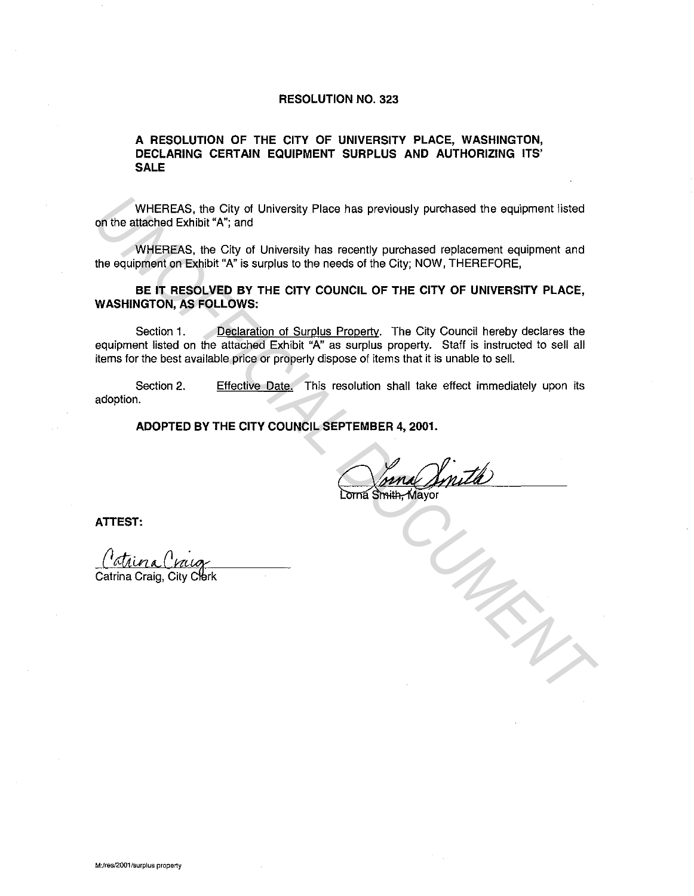# RESOLUTION NO. 323

## A RESOLUTION OF THE CITY OF UNIVERSITY PLACE, WASHINGTON, DECLARING CERTAIN EQUIPMENT SURPLUS AND AUTHORIZING ITS' SALE

WHEREAS, the City of University Place has previously purchased the equipment listed on the attached Exhibit "A"; and

WHEREAS, the City of University has recently purchased replacement equipment and the equipment on Exhibit "A" is surplus to the needs of the City; NOW, THEREFORE,

**BE IT RESOLVED BY THE CITY COUNCIL OF THE CITY OF UNIVERSITY PLACE, WASHINGTON, AS FOLLOWS:**

Section 1. Declaration of Surplus Property. The City Council hereby declares the equipment listed on the attached Exhibit "A" as surplus property. Staff is instructed to sell all items for the best available price or properly dispose of items that it is unable to sell.

Section 2. Effective Date. This resolution shall take effect immediately upon its adoption.

**ADOPTED BY THE CITY COUNCIL SEPTEMBER 4, 2001.**

Lorna Smith, Mayor

**ATTEST:**

Catrina Craig, City Clerk

M:/res/2001/surplus property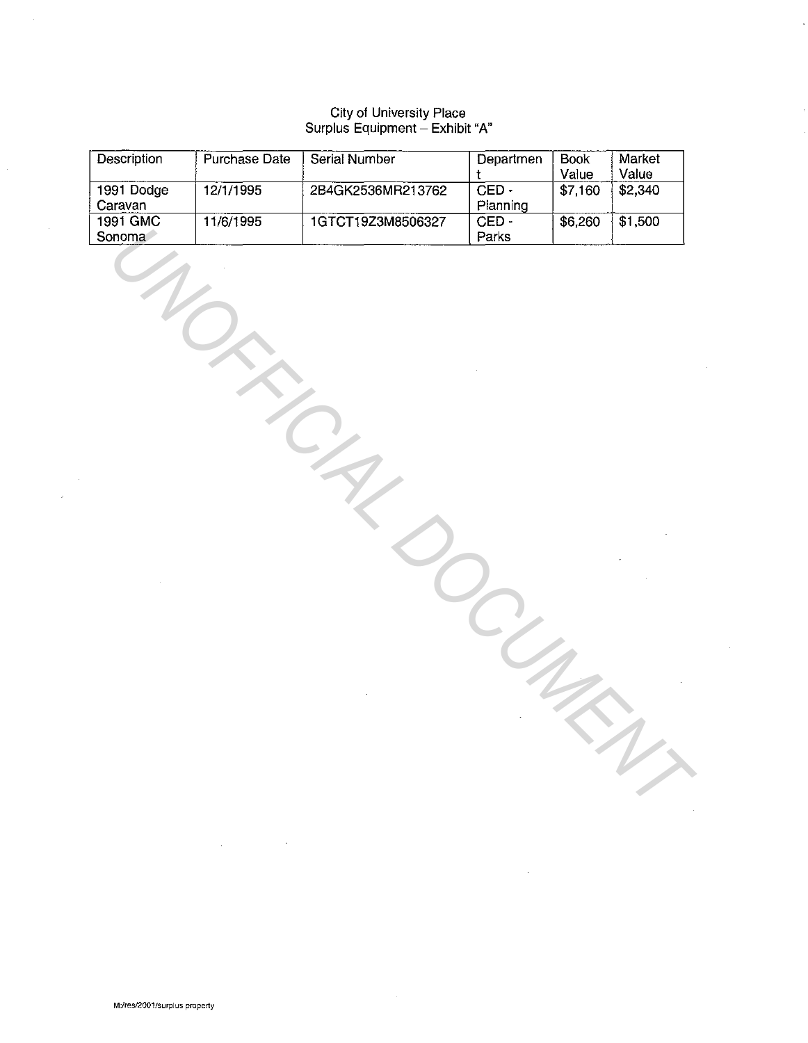City of University Place
Surplus Equipment – Exhibit "A"

| Description | Purchase Date | Serial Number | Department | Book Value | Market Value |
|---|---|---|---|---|---|
| 1991 Dodge Caravan | 12/1/1995 | 2B4GK2536MR213762 | CED - Planning | $7,160 | $2,340 |
| 1991 GMC Sonoma | 11/6/1995 | 1GTCT19Z3M8506327 | CED - Parks | $6,260 | $1,500 |

UNOFFICIAL DOCUMENT

M:/res/2001/surplus property